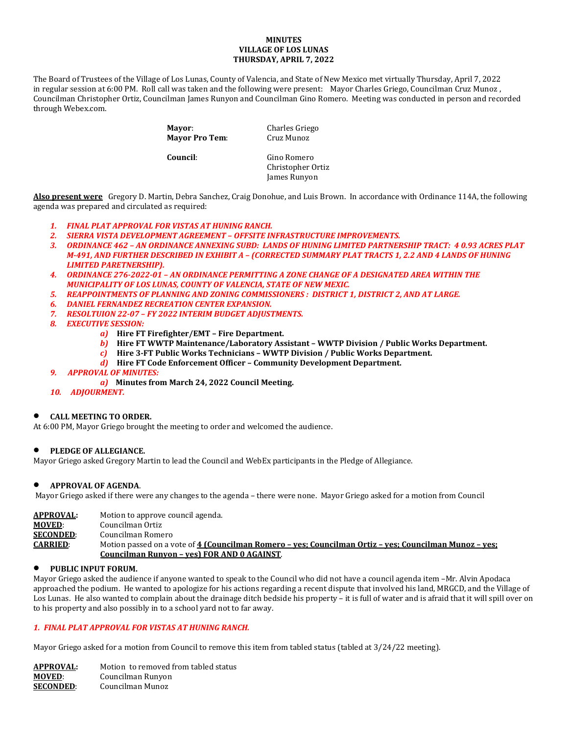**MINUTES**
**VILLAGE OF LOS LUNAS**
**THURSDAY, APRIL 7, 2022**

The Board of Trustees of the Village of Los Lunas, County of Valencia, and State of New Mexico met virtually Thursday, April 7, 2022 in regular session at 6:00 PM. Roll call was taken and the following were present: Mayor Charles Griego, Councilman Cruz Munoz , Councilman Christopher Ortiz, Councilman James Runyon and Councilman Gino Romero. Meeting was conducted in person and recorded through Webex.com.

| | |
|---|---|
| **Mayor**: | Charles Griego |
| **Mayor Pro Tem**: | Cruz Munoz |
| **Council**: | Gino Romero |
| | Christopher Ortiz |
| | James Runyon |

**Also present were** Gregory D. Martin, Debra Sanchez, Craig Donohue, and Luis Brown. In accordance with Ordinance 114A, the following agenda was prepared and circulated as required:

1. ***FINAL PLAT APPROVAL FOR VISTAS AT HUNING RANCH.***
2. ***SIERRA VISTA DEVELOPMENT AGREEMENT – OFFSITE INFRASTRUCTURE IMPROVEMENTS.***
3. ***ORDINANCE 462 – AN ORDINANCE ANNEXING SUBD: LANDS OF HUNING LIMITED PARTNERSHIP TRACT: 4 0.93 ACRES PLAT M-491, AND FURTHER DESCRIBED IN EXHIBIT A – (CORRECTED SUMMARY PLAT TRACTS 1, 2.2 AND 4 LANDS OF HUNING LIMITED PARETNERSHIP).***
4. ***ORDINANCE 276-2022-01 – AN ORDINANCE PERMITTING A ZONE CHANGE OF A DESIGNATED AREA WITHIN THE MUNICIPALITY OF LOS LUNAS, COUNTY OF VALENCIA, STATE OF NEW MEXIC.***
5. ***REAPPOINTMENTS OF PLANNING AND ZONING COMMISSIONERS : DISTRICT 1, DISTRICT 2, AND AT LARGE.***
6. ***DANIEL FERNANDEZ RECREATION CENTER EXPANSION.***
7. ***RESOLTUION 22-07 – FY 2022 INTERIM BUDGET ADJUSTMENTS.***
8. ***EXECUTIVE SESSION:***
   a) **Hire FT Firefighter/EMT – Fire Department.**
   b) **Hire FT WWTP Maintenance/Laboratory Assistant – WWTP Division / Public Works Department.**
   c) **Hire 3-FT Public Works Technicians – WWTP Division / Public Works Department.**
   d) **Hire FT Code Enforcement Officer – Community Development Department.**
9. ***APPROVAL OF MINUTES:***
   a) **Minutes from March 24, 2022 Council Meeting.**
10. ***ADJOURMENT.***

- **CALL MEETING TO ORDER.**

At 6:00 PM, Mayor Griego brought the meeting to order and welcomed the audience.

- **PLEDGE OF ALLEGIANCE.**

Mayor Griego asked Gregory Martin to lead the Council and WebEx participants in the Pledge of Allegiance.

- **APPROVAL OF AGENDA**.

Mayor Griego asked if there were any changes to the agenda – there were none. Mayor Griego asked for a motion from Council

| | |
|---|---|
| **APPROVAL:** | Motion to approve council agenda. |
| **MOVED**: | Councilman Ortiz |
| **SECONDED**: | Councilman Romero |
| **CARRIED**: | Motion passed on a vote of **4 (Councilman Romero – yes; Councilman Ortiz – yes; Councilman Munoz – yes; Councilman Runyon – yes) FOR AND 0 AGAINST**. |

- **PUBLIC INPUT FORUM.**

Mayor Griego asked the audience if anyone wanted to speak to the Council who did not have a council agenda item –Mr. Alvin Apodaca approached the podium. He wanted to apologize for his actions regarding a recent dispute that involved his land, MRGCD, and the Village of Los Lunas. He also wanted to complain about the drainage ditch bedside his property – it is full of water and is afraid that it will spill over on to his property and also possibly in to a school yard not to far away.

***1. FINAL PLAT APPROVAL FOR VISTAS AT HUNING RANCH.***

Mayor Griego asked for a motion from Council to remove this item from tabled status (tabled at 3/24/22 meeting).

| | |
|---|---|
| **APPROVAL:** | Motion to removed from tabled status |
| **MOVED**: | Councilman Runyon |
| **SECONDED**: | Councilman Munoz |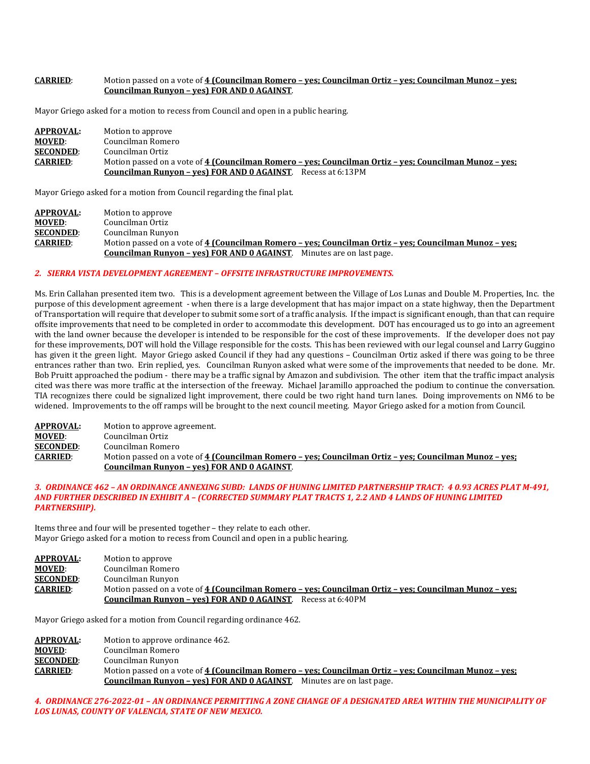**CARRIED**: Motion passed on a vote of **4 (Councilman Romero – yes; Councilman Ortiz – yes; Councilman Munoz – yes; Councilman Runyon – yes) FOR AND 0 AGAINST**.

Mayor Griego asked for a motion to recess from Council and open in a public hearing.

**APPROVAL:** Motion to approve
**MOVED**: Councilman Romero
**SECONDED**: Councilman Ortiz
**CARRIED**: Motion passed on a vote of **4 (Councilman Romero – yes; Councilman Ortiz – yes; Councilman Munoz – yes; Councilman Runyon – yes) FOR AND 0 AGAINST**. Recess at 6:13PM

Mayor Griego asked for a motion from Council regarding the final plat.

**APPROVAL:** Motion to approve
**MOVED**: Councilman Ortiz
**SECONDED**: Councilman Runyon
**CARRIED**: Motion passed on a vote of **4 (Councilman Romero – yes; Councilman Ortiz – yes; Councilman Munoz – yes; Councilman Runyon – yes) FOR AND 0 AGAINST**. Minutes are on last page.

***2. SIERRA VISTA DEVELOPMENT AGREEMENT – OFFSITE INFRASTRUCTURE IMPROVEMENTS.***

Ms. Erin Callahan presented item two. This is a development agreement between the Village of Los Lunas and Double M. Properties, Inc. the purpose of this development agreement - when there is a large development that has major impact on a state highway, then the Department of Transportation will require that developer to submit some sort of a traffic analysis. If the impact is significant enough, than that can require offsite improvements that need to be completed in order to accommodate this development. DOT has encouraged us to go into an agreement with the land owner because the developer is intended to be responsible for the cost of these improvements. If the developer does not pay for these improvements, DOT will hold the Village responsible for the costs. This has been reviewed with our legal counsel and Larry Guggino has given it the green light. Mayor Griego asked Council if they had any questions – Councilman Ortiz asked if there was going to be three entrances rather than two. Erin replied, yes. Councilman Runyon asked what were some of the improvements that needed to be done. Mr. Bob Pruitt approached the podium - there may be a traffic signal by Amazon and subdivision. The other item that the traffic impact analysis cited was there was more traffic at the intersection of the freeway. Michael Jaramillo approached the podium to continue the conversation. TIA recognizes there could be signalized light improvement, there could be two right hand turn lanes. Doing improvements on NM6 to be widened. Improvements to the off ramps will be brought to the next council meeting. Mayor Griego asked for a motion from Council.

**APPROVAL:** Motion to approve agreement.
**MOVED**: Councilman Ortiz
**SECONDED**: Councilman Romero
**CARRIED**: Motion passed on a vote of **4 (Councilman Romero – yes; Councilman Ortiz – yes; Councilman Munoz – yes; Councilman Runyon – yes) FOR AND 0 AGAINST**.

***3. ORDINANCE 462 – AN ORDINANCE ANNEXING SUBD: LANDS OF HUNING LIMITED PARTNERSHIP TRACT: 4 0.93 ACRES PLAT M-491, AND FURTHER DESCRIBED IN EXHIBIT A – (CORRECTED SUMMARY PLAT TRACTS 1, 2.2 AND 4 LANDS OF HUNING LIMITED PARTNERSHIP).***

Items three and four will be presented together – they relate to each other.
Mayor Griego asked for a motion to recess from Council and open in a public hearing.

**APPROVAL:** Motion to approve
**MOVED**: Councilman Romero
**SECONDED**: Councilman Runyon
**CARRIED**: Motion passed on a vote of **4 (Councilman Romero – yes; Councilman Ortiz – yes; Councilman Munoz – yes; Councilman Runyon – yes) FOR AND 0 AGAINST**. Recess at 6:40PM

Mayor Griego asked for a motion from Council regarding ordinance 462.

**APPROVAL:** Motion to approve ordinance 462.
**MOVED**: Councilman Romero
**SECONDED**: Councilman Runyon
**CARRIED**: Motion passed on a vote of **4 (Councilman Romero – yes; Councilman Ortiz – yes; Councilman Munoz – yes; Councilman Runyon – yes) FOR AND 0 AGAINST**. Minutes are on last page.

***4. ORDINANCE 276-2022-01 – AN ORDINANCE PERMITTING A ZONE CHANGE OF A DESIGNATED AREA WITHIN THE MUNICIPALITY OF LOS LUNAS, COUNTY OF VALENCIA, STATE OF NEW MEXICO.***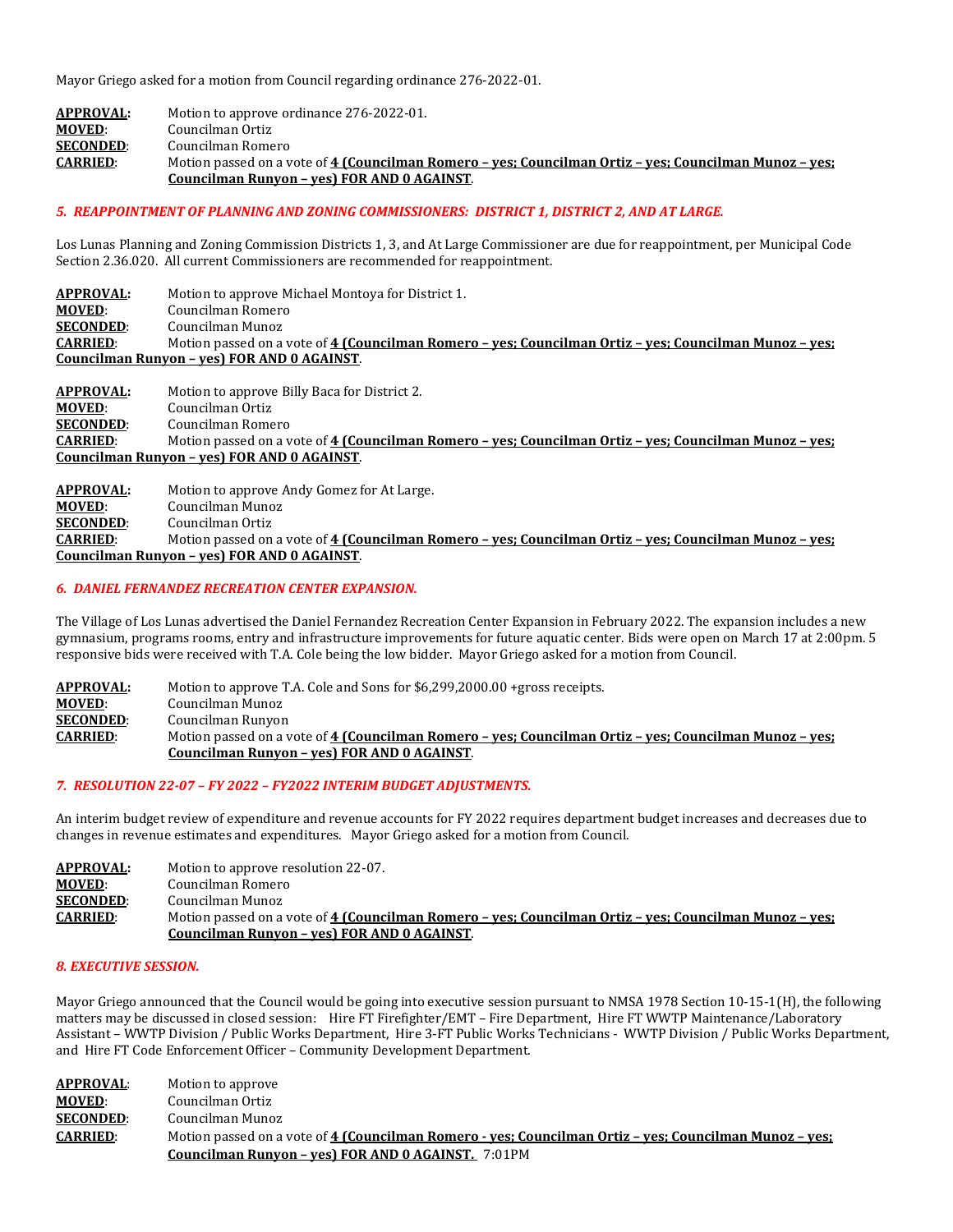Mayor Griego asked for a motion from Council regarding ordinance 276-2022-01.

**APPROVAL:** Motion to approve ordinance 276-2022-01.
**MOVED**: Councilman Ortiz
**SECONDED**: Councilman Romero
**CARRIED**: Motion passed on a vote of **4 (Councilman Romero – yes; Councilman Ortiz – yes; Councilman Munoz – yes; Councilman Runyon – yes) FOR AND 0 AGAINST**.

***5. REAPPOINTMENT OF PLANNING AND ZONING COMMISSIONERS: DISTRICT 1, DISTRICT 2, AND AT LARGE.***

Los Lunas Planning and Zoning Commission Districts 1, 3, and At Large Commissioner are due for reappointment, per Municipal Code Section 2.36.020. All current Commissioners are recommended for reappointment.

**APPROVAL:** Motion to approve Michael Montoya for District 1.
**MOVED**: Councilman Romero
**SECONDED**: Councilman Munoz
**CARRIED**: Motion passed on a vote of **4 (Councilman Romero – yes; Councilman Ortiz – yes; Councilman Munoz – yes; Councilman Runyon – yes) FOR AND 0 AGAINST**.

**APPROVAL:** Motion to approve Billy Baca for District 2.
**MOVED**: Councilman Ortiz
**SECONDED**: Councilman Romero
**CARRIED**: Motion passed on a vote of **4 (Councilman Romero – yes; Councilman Ortiz – yes; Councilman Munoz – yes; Councilman Runyon – yes) FOR AND 0 AGAINST**.

**APPROVAL:** Motion to approve Andy Gomez for At Large.
**MOVED**: Councilman Munoz
**SECONDED**: Councilman Ortiz
**CARRIED**: Motion passed on a vote of **4 (Councilman Romero – yes; Councilman Ortiz – yes; Councilman Munoz – yes; Councilman Runyon – yes) FOR AND 0 AGAINST**.

***6. DANIEL FERNANDEZ RECREATION CENTER EXPANSION.***

The Village of Los Lunas advertised the Daniel Fernandez Recreation Center Expansion in February 2022. The expansion includes a new gymnasium, programs rooms, entry and infrastructure improvements for future aquatic center. Bids were open on March 17 at 2:00pm. 5 responsive bids were received with T.A. Cole being the low bidder. Mayor Griego asked for a motion from Council.

**APPROVAL:** Motion to approve T.A. Cole and Sons for $6,299,2000.00 +gross receipts.
**MOVED**: Councilman Munoz
**SECONDED**: Councilman Runyon
**CARRIED**: Motion passed on a vote of **4 (Councilman Romero – yes; Councilman Ortiz – yes; Councilman Munoz – yes; Councilman Runyon – yes) FOR AND 0 AGAINST**.

***7. RESOLUTION 22-07 – FY 2022 – FY2022 INTERIM BUDGET ADJUSTMENTS.***

An interim budget review of expenditure and revenue accounts for FY 2022 requires department budget increases and decreases due to changes in revenue estimates and expenditures. Mayor Griego asked for a motion from Council.

**APPROVAL:** Motion to approve resolution 22-07.
**MOVED**: Councilman Romero
**SECONDED**: Councilman Munoz
**CARRIED**: Motion passed on a vote of **4 (Councilman Romero – yes; Councilman Ortiz – yes; Councilman Munoz – yes; Councilman Runyon – yes) FOR AND 0 AGAINST**.

***8. EXECUTIVE SESSION.***

Mayor Griego announced that the Council would be going into executive session pursuant to NMSA 1978 Section 10-15-1(H), the following matters may be discussed in closed session: Hire FT Firefighter/EMT – Fire Department, Hire FT WWTP Maintenance/Laboratory Assistant – WWTP Division / Public Works Department, Hire 3-FT Public Works Technicians - WWTP Division / Public Works Department, and Hire FT Code Enforcement Officer – Community Development Department.

**APPROVAL**: Motion to approve
**MOVED**: Councilman Ortiz
**SECONDED**: Councilman Munoz
**CARRIED**: Motion passed on a vote of **4 (Councilman Romero - yes; Councilman Ortiz – yes; Councilman Munoz – yes; Councilman Runyon – yes) FOR AND 0 AGAINST.** 7:01PM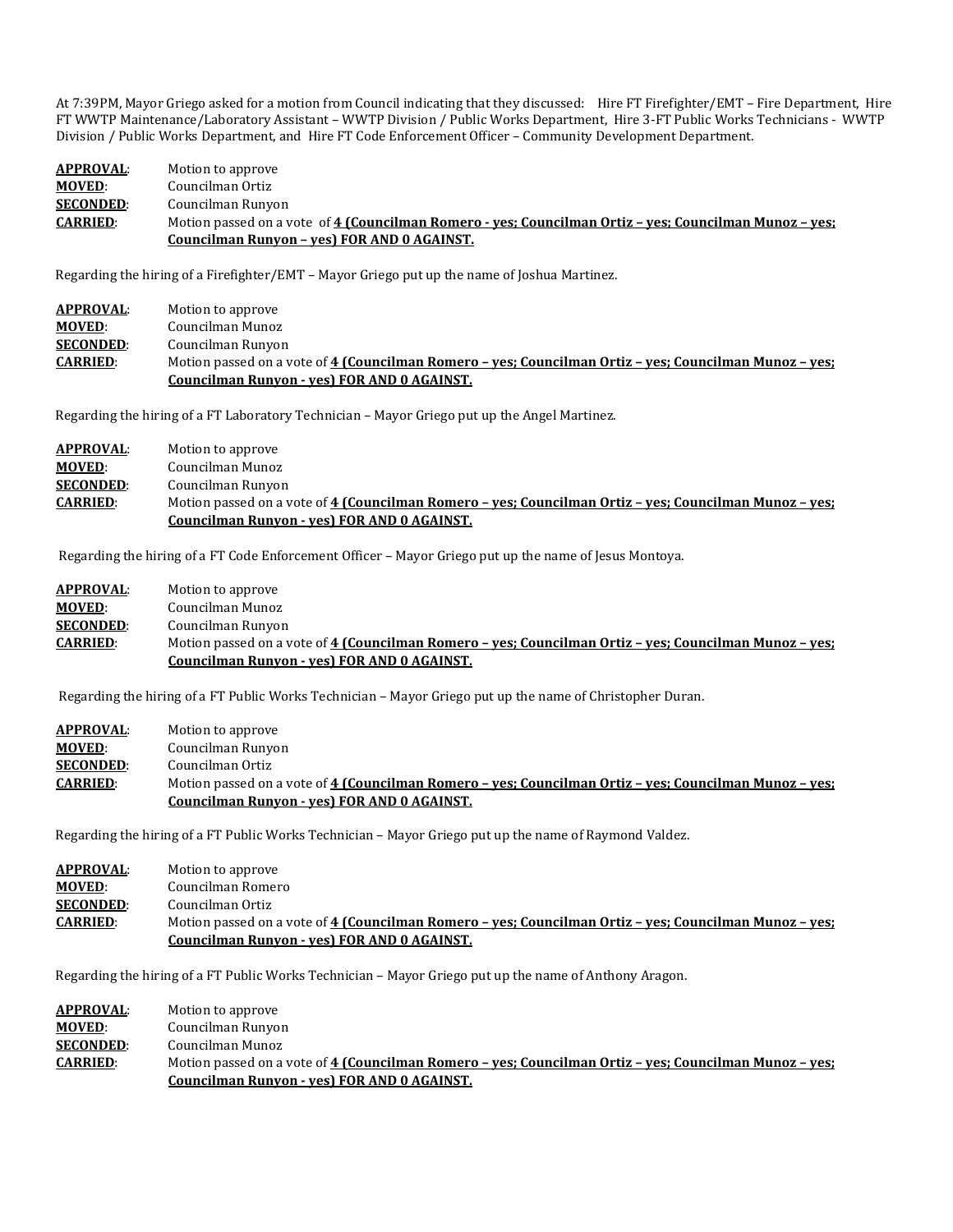At 7:39PM, Mayor Griego asked for a motion from Council indicating that they discussed: Hire FT Firefighter/EMT – Fire Department, Hire FT WWTP Maintenance/Laboratory Assistant – WWTP Division / Public Works Department, Hire 3-FT Public Works Technicians - WWTP Division / Public Works Department, and Hire FT Code Enforcement Officer – Community Development Department.

**APPROVAL**: Motion to approve
**MOVED**: Councilman Ortiz
**SECONDED**: Councilman Runyon
**CARRIED**: Motion passed on a vote of **4 (Councilman Romero - yes; Councilman Ortiz – yes; Councilman Munoz – yes; Councilman Runyon – yes) FOR AND 0 AGAINST.**

Regarding the hiring of a Firefighter/EMT – Mayor Griego put up the name of Joshua Martinez.

**APPROVAL**: Motion to approve
**MOVED**: Councilman Munoz
**SECONDED**: Councilman Runyon
**CARRIED**: Motion passed on a vote of **4 (Councilman Romero – yes; Councilman Ortiz – yes; Councilman Munoz – yes; Councilman Runyon - yes) FOR AND 0 AGAINST.**

Regarding the hiring of a FT Laboratory Technician – Mayor Griego put up the Angel Martinez.

**APPROVAL**: Motion to approve
**MOVED**: Councilman Munoz
**SECONDED**: Councilman Runyon
**CARRIED**: Motion passed on a vote of **4 (Councilman Romero – yes; Councilman Ortiz – yes; Councilman Munoz – yes; Councilman Runyon - yes) FOR AND 0 AGAINST.**

Regarding the hiring of a FT Code Enforcement Officer – Mayor Griego put up the name of Jesus Montoya.

**APPROVAL**: Motion to approve
**MOVED**: Councilman Munoz
**SECONDED**: Councilman Runyon
**CARRIED**: Motion passed on a vote of **4 (Councilman Romero – yes; Councilman Ortiz – yes; Councilman Munoz – yes; Councilman Runyon - yes) FOR AND 0 AGAINST.**

Regarding the hiring of a FT Public Works Technician – Mayor Griego put up the name of Christopher Duran.

**APPROVAL**: Motion to approve
**MOVED**: Councilman Runyon
**SECONDED**: Councilman Ortiz
**CARRIED**: Motion passed on a vote of **4 (Councilman Romero – yes; Councilman Ortiz – yes; Councilman Munoz – yes; Councilman Runyon - yes) FOR AND 0 AGAINST.**

Regarding the hiring of a FT Public Works Technician – Mayor Griego put up the name of Raymond Valdez.

**APPROVAL**: Motion to approve
**MOVED**: Councilman Romero
**SECONDED**: Councilman Ortiz
**CARRIED**: Motion passed on a vote of **4 (Councilman Romero – yes; Councilman Ortiz – yes; Councilman Munoz – yes; Councilman Runyon - yes) FOR AND 0 AGAINST.**

Regarding the hiring of a FT Public Works Technician – Mayor Griego put up the name of Anthony Aragon.

**APPROVAL**: Motion to approve
**MOVED**: Councilman Runyon
**SECONDED**: Councilman Munoz
**CARRIED**: Motion passed on a vote of **4 (Councilman Romero – yes; Councilman Ortiz – yes; Councilman Munoz – yes; Councilman Runyon - yes) FOR AND 0 AGAINST.**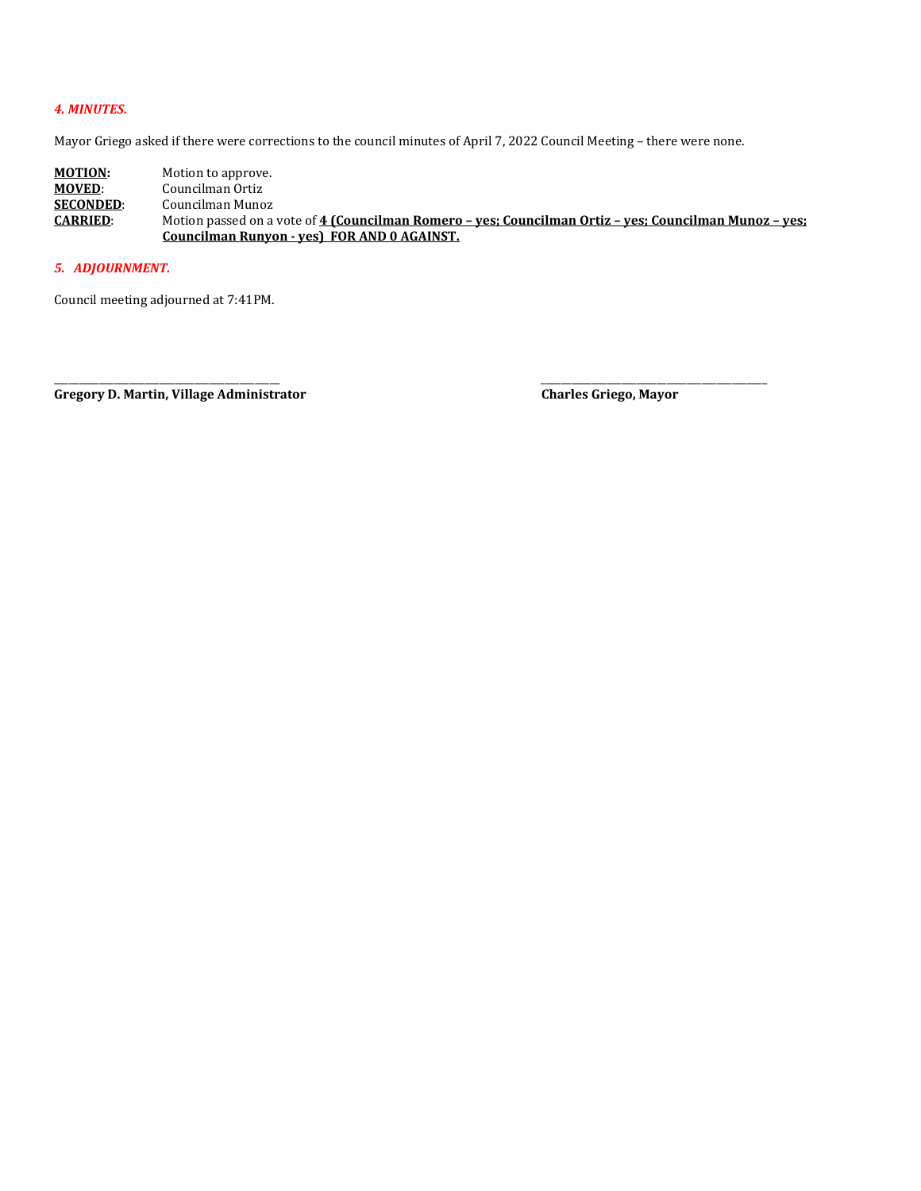### *4. MINUTES.*

Mayor Griego asked if there were corrections to the council minutes of April 7, 2022 Council Meeting – there were none.

**MOTION:** Motion to approve.
**MOVED**: Councilman Ortiz
**SECONDED**: Councilman Munoz
**CARRIED**: Motion passed on a vote of **4 (Councilman Romero – yes; Councilman Ortiz – yes; Councilman Munoz – yes; Councilman Runyon - yes) FOR AND 0 AGAINST.**

### *5. ADJOURNMENT.*

Council meeting adjourned at 7:41PM.

\_\_\_\_\_\_\_\_\_\_\_\_\_\_\_\_\_\_\_\_\_\_\_\_\_\_\_\_\_\_\_\_\_\_\_\_\_\_\_\_\_\_
**Gregory D. Martin, Village Administrator**

\_\_\_\_\_\_\_\_\_\_\_\_\_\_\_\_\_\_\_\_\_\_\_\_\_\_\_\_\_\_\_\_\_\_\_\_\_\_\_\_\_\_
**Charles Griego, Mayor**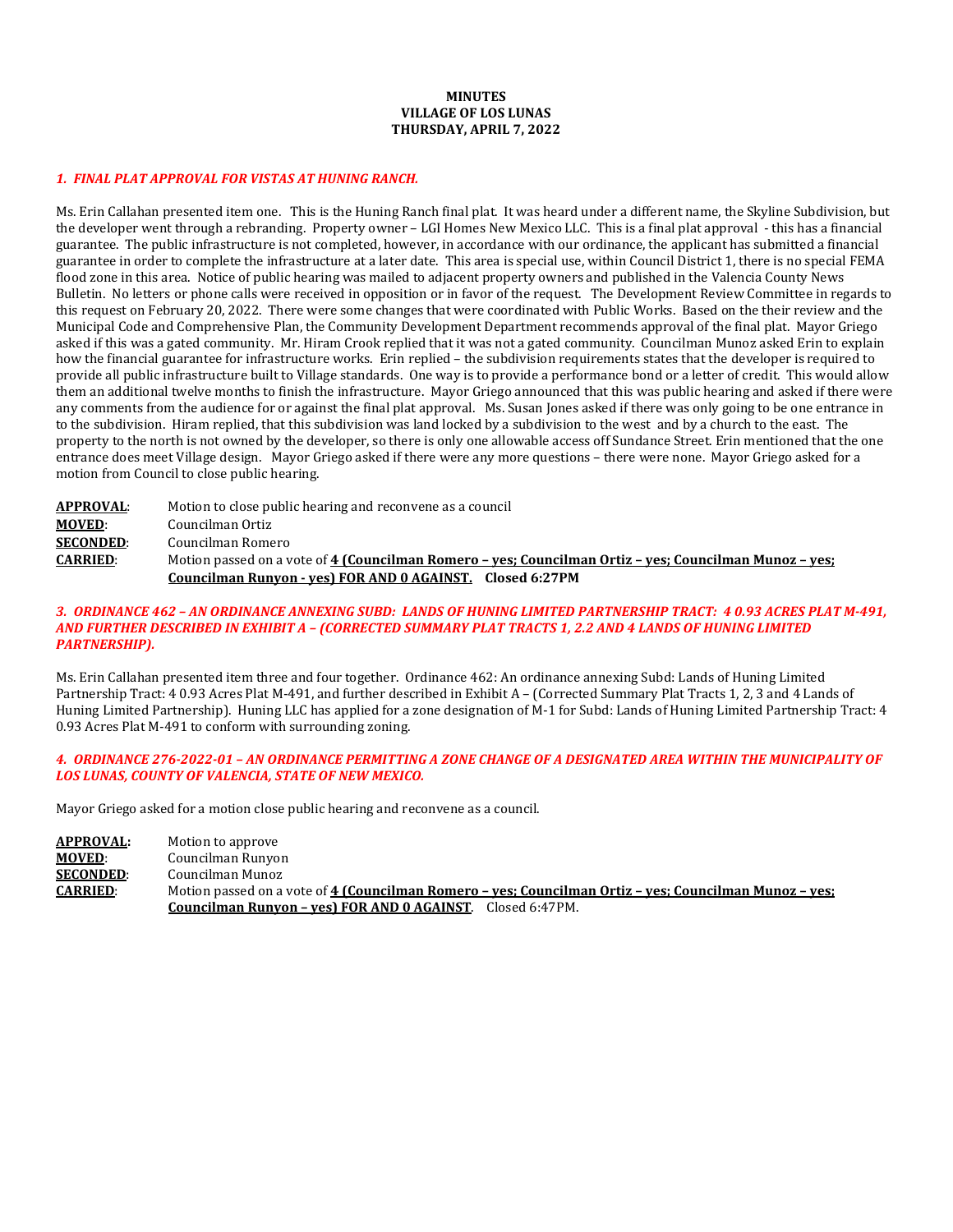**MINUTES**
**VILLAGE OF LOS LUNAS**
**THURSDAY, APRIL 7, 2022**

***1. FINAL PLAT APPROVAL FOR VISTAS AT HUNING RANCH.***

Ms. Erin Callahan presented item one. This is the Huning Ranch final plat. It was heard under a different name, the Skyline Subdivision, but the developer went through a rebranding. Property owner – LGI Homes New Mexico LLC. This is a final plat approval - this has a financial guarantee. The public infrastructure is not completed, however, in accordance with our ordinance, the applicant has submitted a financial guarantee in order to complete the infrastructure at a later date. This area is special use, within Council District 1, there is no special FEMA flood zone in this area. Notice of public hearing was mailed to adjacent property owners and published in the Valencia County News Bulletin. No letters or phone calls were received in opposition or in favor of the request. The Development Review Committee in regards to this request on February 20, 2022. There were some changes that were coordinated with Public Works. Based on the their review and the Municipal Code and Comprehensive Plan, the Community Development Department recommends approval of the final plat. Mayor Griego asked if this was a gated community. Mr. Hiram Crook replied that it was not a gated community. Councilman Munoz asked Erin to explain how the financial guarantee for infrastructure works. Erin replied – the subdivision requirements states that the developer is required to provide all public infrastructure built to Village standards. One way is to provide a performance bond or a letter of credit. This would allow them an additional twelve months to finish the infrastructure. Mayor Griego announced that this was public hearing and asked if there were any comments from the audience for or against the final plat approval. Ms. Susan Jones asked if there was only going to be one entrance in to the subdivision. Hiram replied, that this subdivision was land locked by a subdivision to the west and by a church to the east. The property to the north is not owned by the developer, so there is only one allowable access off Sundance Street. Erin mentioned that the one entrance does meet Village design. Mayor Griego asked if there were any more questions – there were none. Mayor Griego asked for a motion from Council to close public hearing.

| | |
|---|---|
| **APPROVAL**: | Motion to close public hearing and reconvene as a council |
| **MOVED**: | Councilman Ortiz |
| **SECONDED**: | Councilman Romero |
| **CARRIED**: | Motion passed on a vote of **4 (Councilman Romero – yes; Councilman Ortiz – yes; Councilman Munoz – yes; Councilman Runyon - yes) FOR AND 0 AGAINST.** **Closed 6:27PM** |

***3. ORDINANCE 462 – AN ORDINANCE ANNEXING SUBD: LANDS OF HUNING LIMITED PARTNERSHIP TRACT: 4 0.93 ACRES PLAT M-491, AND FURTHER DESCRIBED IN EXHIBIT A – (CORRECTED SUMMARY PLAT TRACTS 1, 2.2 AND 4 LANDS OF HUNING LIMITED PARTNERSHIP).***

Ms. Erin Callahan presented item three and four together. Ordinance 462: An ordinance annexing Subd: Lands of Huning Limited Partnership Tract: 4 0.93 Acres Plat M-491, and further described in Exhibit A – (Corrected Summary Plat Tracts 1, 2, 3 and 4 Lands of Huning Limited Partnership). Huning LLC has applied for a zone designation of M-1 for Subd: Lands of Huning Limited Partnership Tract: 4 0.93 Acres Plat M-491 to conform with surrounding zoning.

***4. ORDINANCE 276-2022-01 – AN ORDINANCE PERMITTING A ZONE CHANGE OF A DESIGNATED AREA WITHIN THE MUNICIPALITY OF LOS LUNAS, COUNTY OF VALENCIA, STATE OF NEW MEXICO.***

Mayor Griego asked for a motion close public hearing and reconvene as a council.

| | |
|---|---|
| **APPROVAL:** | Motion to approve |
| **MOVED**: | Councilman Runyon |
| **SECONDED**: | Councilman Munoz |
| **CARRIED**: | Motion passed on a vote of **4 (Councilman Romero – yes; Councilman Ortiz – yes; Councilman Munoz – yes; Councilman Runyon – yes) FOR AND 0 AGAINST**. Closed 6:47PM. |